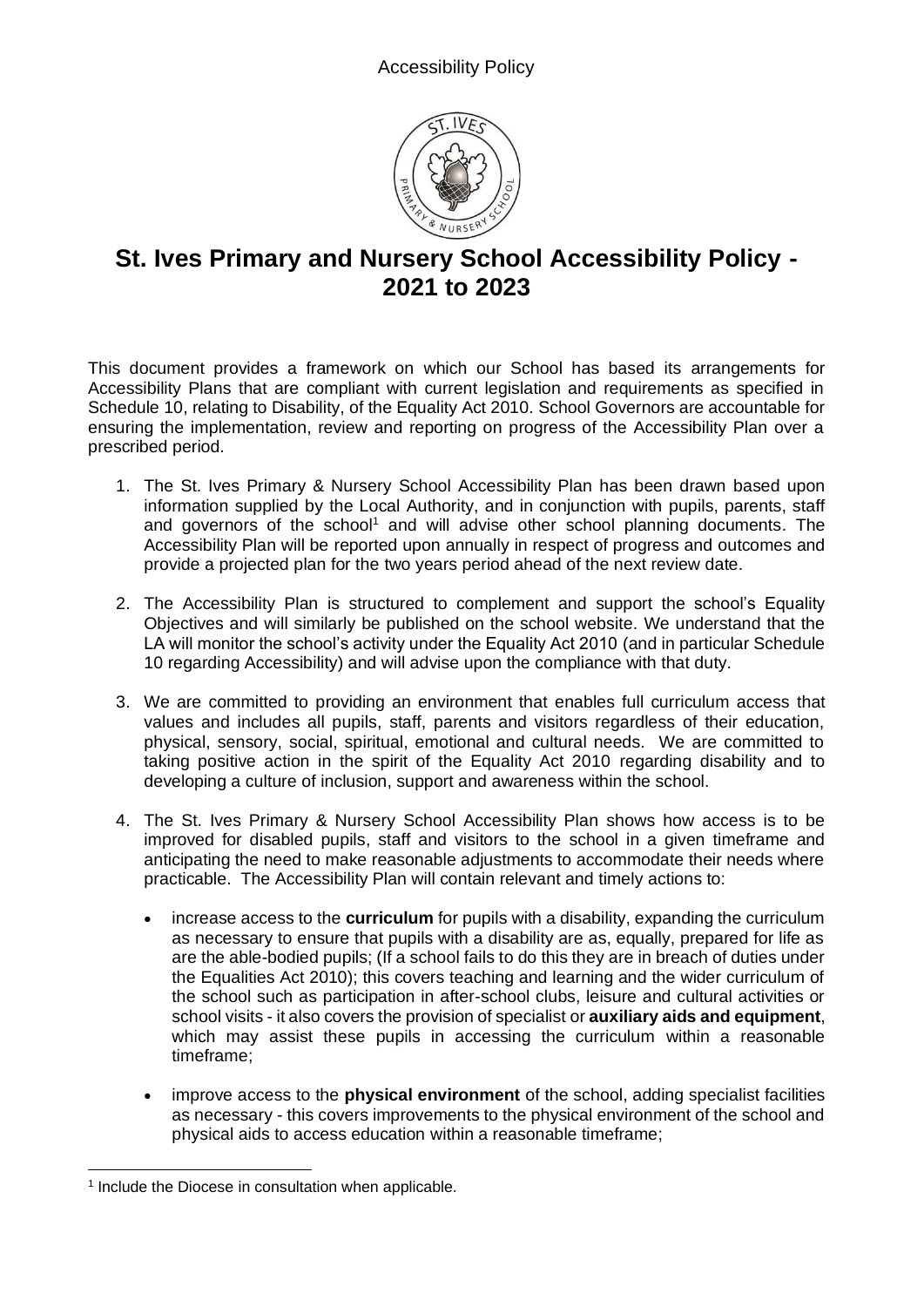# St. Ives Primary and Nursery School Accessibility Policy - 2021 to 2023

This document provides a framework on which our School has based its arrangements for Accessibility Plans that are compliant with current legislation and requirements as specified in Schedule 10, relating to Disability, of the Equality Act 2010. School Governors are accountable for ensuring the implementation, review and reporting on progress of the Accessibility Plan over a prescribed period.

1. The St. Ives Primary & Nursery School Accessibility Plan has been drawn based upon information supplied by the Local Authority, and in conjunction with pupils, parents, staff and governors of the school[1] and will advise other school planning documents. The Accessibility Plan will be reported upon annually in respect of progress and outcomes and provide a projected plan for the two years period ahead of the next review date.

2. The Accessibility Plan is structured to complement and support the school's Equality Objectives and will similarly be published on the school website. We understand that the LA will monitor the school's activity under the Equality Act 2010 (and in particular Schedule 10 regarding Accessibility) and will advise upon the compliance with that duty.

3. We are committed to providing an environment that enables full curriculum access that values and includes all pupils, staff, parents and visitors regardless of their education, physical, sensory, social, spiritual, emotional and cultural needs. We are committed to taking positive action in the spirit of the Equality Act 2010 regarding disability and to developing a culture of inclusion, support and awareness within the school.

4. The St. Ives Primary & Nursery School Accessibility Plan shows how access is to be improved for disabled pupils, staff and visitors to the school in a given timeframe and anticipating the need to make reasonable adjustments to accommodate their needs where practicable. The Accessibility Plan will contain relevant and timely actions to:

   - increase access to the **curriculum** for pupils with a disability, expanding the curriculum as necessary to ensure that pupils with a disability are as, equally, prepared for life as are the able-bodied pupils; (If a school fails to do this they are in breach of duties under the Equalities Act 2010); this covers teaching and learning and the wider curriculum of the school such as participation in after-school clubs, leisure and cultural activities or school visits - it also covers the provision of specialist or **auxiliary aids and equipment**, which may assist these pupils in accessing the curriculum within a reasonable timeframe;

   - improve access to the **physical environment** of the school, adding specialist facilities as necessary - this covers improvements to the physical environment of the school and physical aids to access education within a reasonable timeframe;

[1] Include the Diocese in consultation when applicable.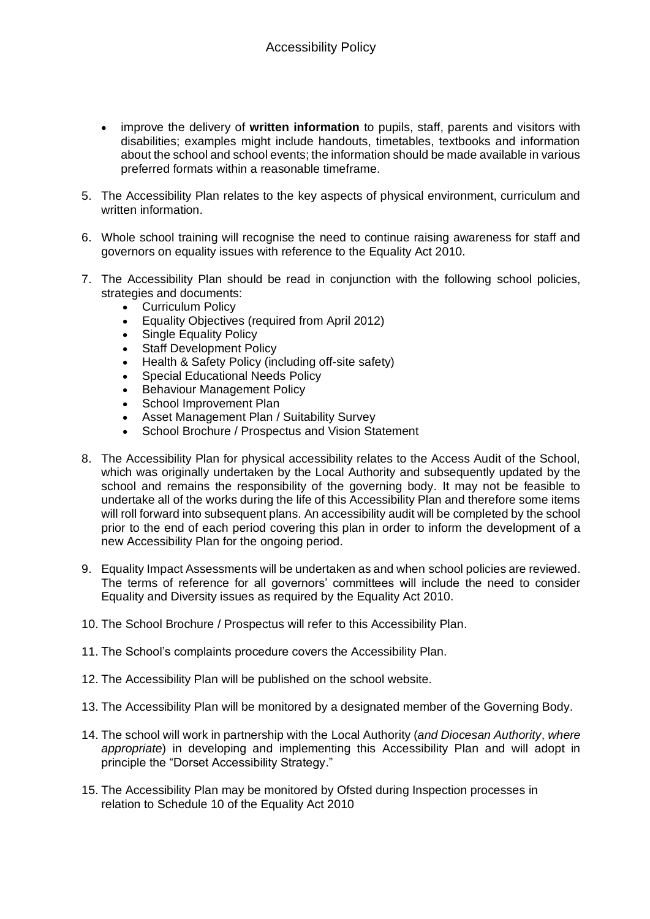- improve the delivery of **written information** to pupils, staff, parents and visitors with disabilities; examples might include handouts, timetables, textbooks and information about the school and school events; the information should be made available in various preferred formats within a reasonable timeframe.

5. The Accessibility Plan relates to the key aspects of physical environment, curriculum and written information.

6. Whole school training will recognise the need to continue raising awareness for staff and governors on equality issues with reference to the Equality Act 2010.

7. The Accessibility Plan should be read in conjunction with the following school policies, strategies and documents:
   - Curriculum Policy
   - Equality Objectives (required from April 2012)
   - Single Equality Policy
   - Staff Development Policy
   - Health & Safety Policy (including off-site safety)
   - Special Educational Needs Policy
   - Behaviour Management Policy
   - School Improvement Plan
   - Asset Management Plan / Suitability Survey
   - School Brochure / Prospectus and Vision Statement

8. The Accessibility Plan for physical accessibility relates to the Access Audit of the School, which was originally undertaken by the Local Authority and subsequently updated by the school and remains the responsibility of the governing body. It may not be feasible to undertake all of the works during the life of this Accessibility Plan and therefore some items will roll forward into subsequent plans. An accessibility audit will be completed by the school prior to the end of each period covering this plan in order to inform the development of a new Accessibility Plan for the ongoing period.

9. Equality Impact Assessments will be undertaken as and when school policies are reviewed. The terms of reference for all governors' committees will include the need to consider Equality and Diversity issues as required by the Equality Act 2010.

10. The School Brochure / Prospectus will refer to this Accessibility Plan.

11. The School's complaints procedure covers the Accessibility Plan.

12. The Accessibility Plan will be published on the school website.

13. The Accessibility Plan will be monitored by a designated member of the Governing Body.

14. The school will work in partnership with the Local Authority (*and Diocesan Authority*, *where appropriate*) in developing and implementing this Accessibility Plan and will adopt in principle the "Dorset Accessibility Strategy."

15. The Accessibility Plan may be monitored by Ofsted during Inspection processes in relation to Schedule 10 of the Equality Act 2010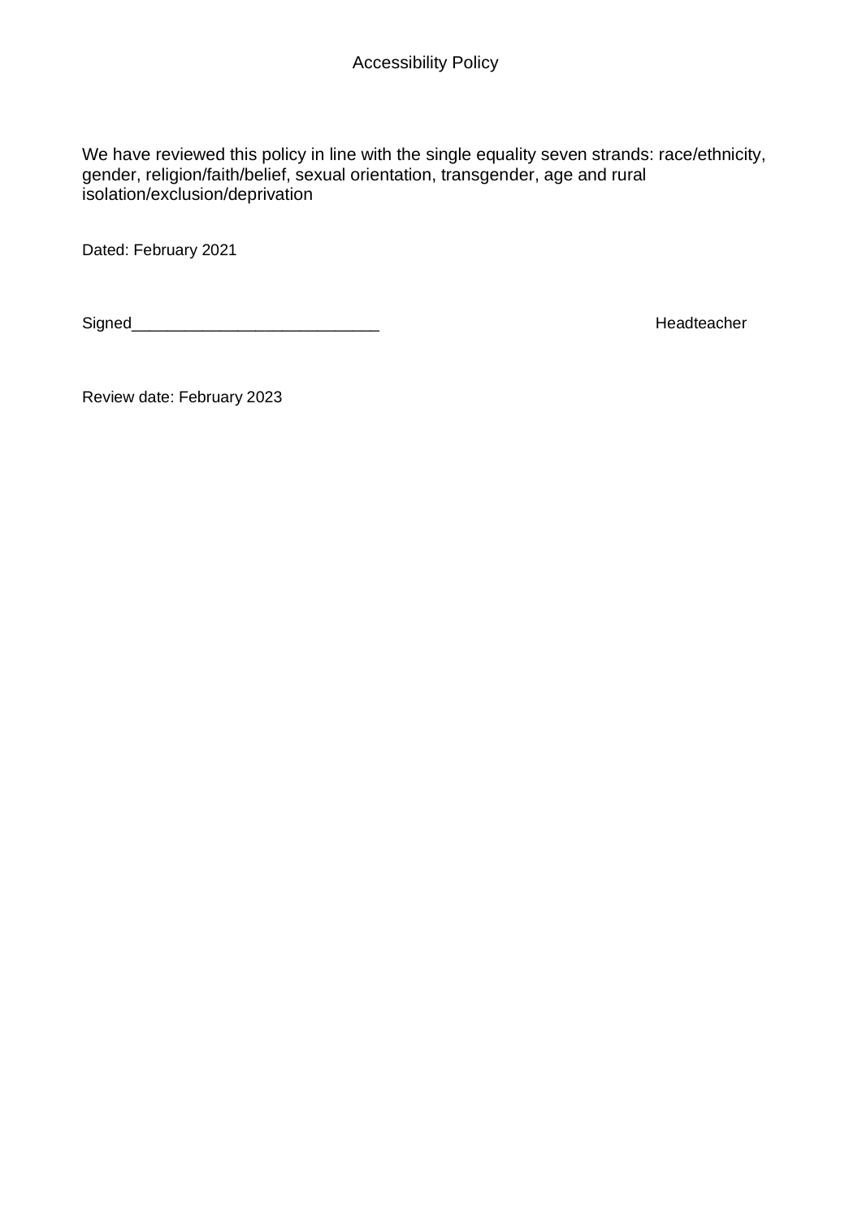We have reviewed this policy in line with the single equality seven strands: race/ethnicity, gender, religion/faith/belief, sexual orientation, transgender, age and rural isolation/exclusion/deprivation

Dated: February 2021

Signed____________________________ Headteacher

Review date: February 2023